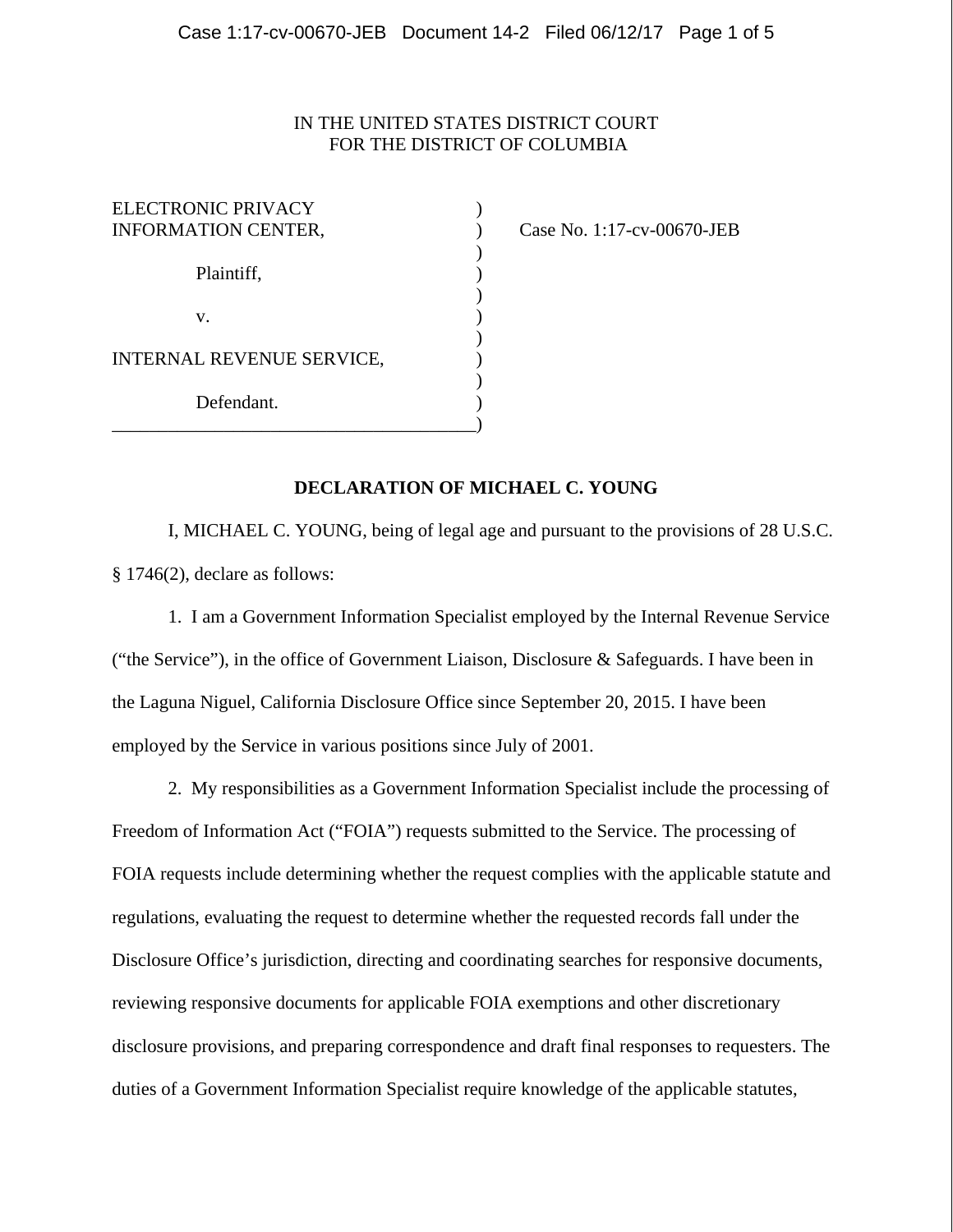IN THE UNITED STATES DISTRICT COURT
FOR THE DISTRICT OF COLUMBIA

| | | |
|---|---|---|
| ELECTRONIC PRIVACY INFORMATION CENTER, | ) | Case No. 1:17-cv-00670-JEB |
| Plaintiff, | ) | |
| v. | ) | |
| INTERNAL REVENUE SERVICE, | ) | |
| Defendant. | ) | |

**DECLARATION OF MICHAEL C. YOUNG**

I, MICHAEL C. YOUNG, being of legal age and pursuant to the provisions of 28 U.S.C. § 1746(2), declare as follows:

1. I am a Government Information Specialist employed by the Internal Revenue Service ("the Service"), in the office of Government Liaison, Disclosure & Safeguards. I have been in the Laguna Niguel, California Disclosure Office since September 20, 2015. I have been employed by the Service in various positions since July of 2001.

2. My responsibilities as a Government Information Specialist include the processing of Freedom of Information Act ("FOIA") requests submitted to the Service. The processing of FOIA requests include determining whether the request complies with the applicable statute and regulations, evaluating the request to determine whether the requested records fall under the Disclosure Office's jurisdiction, directing and coordinating searches for responsive documents, reviewing responsive documents for applicable FOIA exemptions and other discretionary disclosure provisions, and preparing correspondence and draft final responses to requesters. The duties of a Government Information Specialist require knowledge of the applicable statutes,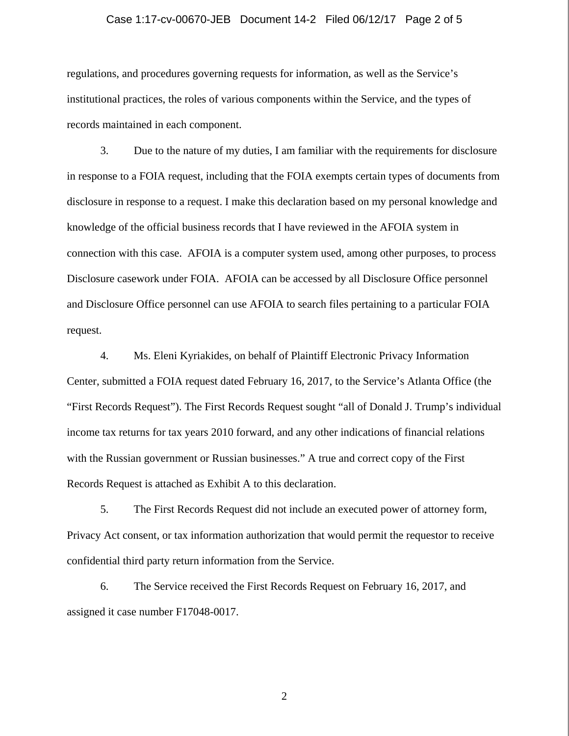regulations, and procedures governing requests for information, as well as the Service's institutional practices, the roles of various components within the Service, and the types of records maintained in each component.

3. Due to the nature of my duties, I am familiar with the requirements for disclosure in response to a FOIA request, including that the FOIA exempts certain types of documents from disclosure in response to a request. I make this declaration based on my personal knowledge and knowledge of the official business records that I have reviewed in the AFOIA system in connection with this case. AFOIA is a computer system used, among other purposes, to process Disclosure casework under FOIA. AFOIA can be accessed by all Disclosure Office personnel and Disclosure Office personnel can use AFOIA to search files pertaining to a particular FOIA request.

4. Ms. Eleni Kyriakides, on behalf of Plaintiff Electronic Privacy Information Center, submitted a FOIA request dated February 16, 2017, to the Service's Atlanta Office (the "First Records Request"). The First Records Request sought "all of Donald J. Trump's individual income tax returns for tax years 2010 forward, and any other indications of financial relations with the Russian government or Russian businesses." A true and correct copy of the First Records Request is attached as Exhibit A to this declaration.

5. The First Records Request did not include an executed power of attorney form, Privacy Act consent, or tax information authorization that would permit the requestor to receive confidential third party return information from the Service.

6. The Service received the First Records Request on February 16, 2017, and assigned it case number F17048-0017.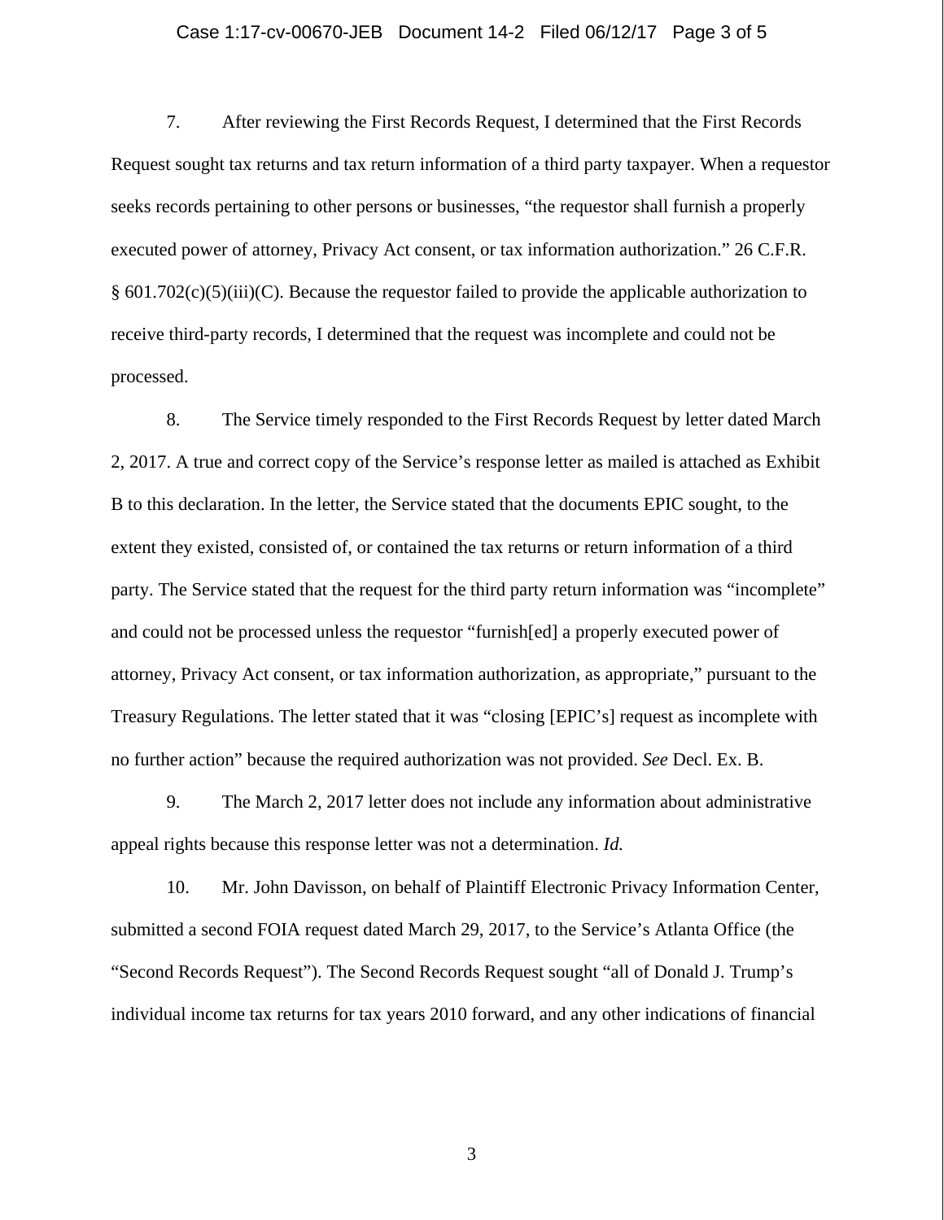7. After reviewing the First Records Request, I determined that the First Records Request sought tax returns and tax return information of a third party taxpayer. When a requestor seeks records pertaining to other persons or businesses, "the requestor shall furnish a properly executed power of attorney, Privacy Act consent, or tax information authorization." 26 C.F.R. § 601.702(c)(5)(iii)(C). Because the requestor failed to provide the applicable authorization to receive third-party records, I determined that the request was incomplete and could not be processed.

8. The Service timely responded to the First Records Request by letter dated March 2, 2017. A true and correct copy of the Service's response letter as mailed is attached as Exhibit B to this declaration. In the letter, the Service stated that the documents EPIC sought, to the extent they existed, consisted of, or contained the tax returns or return information of a third party. The Service stated that the request for the third party return information was "incomplete" and could not be processed unless the requestor "furnish[ed] a properly executed power of attorney, Privacy Act consent, or tax information authorization, as appropriate," pursuant to the Treasury Regulations. The letter stated that it was "closing [EPIC's] request as incomplete with no further action" because the required authorization was not provided. *See* Decl. Ex. B.

9. The March 2, 2017 letter does not include any information about administrative appeal rights because this response letter was not a determination. *Id.*

10. Mr. John Davisson, on behalf of Plaintiff Electronic Privacy Information Center, submitted a second FOIA request dated March 29, 2017, to the Service's Atlanta Office (the "Second Records Request"). The Second Records Request sought "all of Donald J. Trump's individual income tax returns for tax years 2010 forward, and any other indications of financial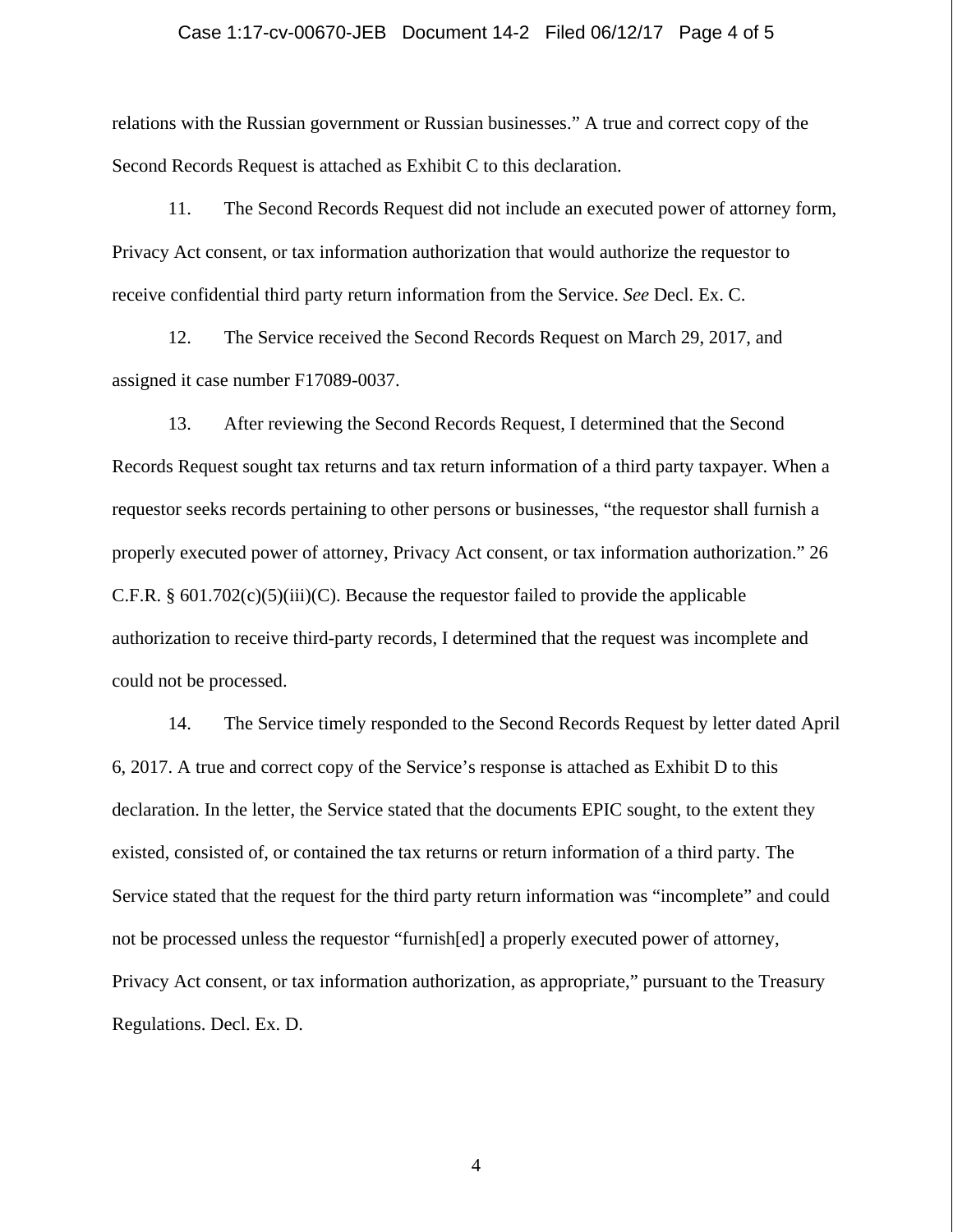relations with the Russian government or Russian businesses." A true and correct copy of the Second Records Request is attached as Exhibit C to this declaration.

11. The Second Records Request did not include an executed power of attorney form, Privacy Act consent, or tax information authorization that would authorize the requestor to receive confidential third party return information from the Service. *See* Decl. Ex. C.

12. The Service received the Second Records Request on March 29, 2017, and assigned it case number F17089-0037.

13. After reviewing the Second Records Request, I determined that the Second Records Request sought tax returns and tax return information of a third party taxpayer. When a requestor seeks records pertaining to other persons or businesses, "the requestor shall furnish a properly executed power of attorney, Privacy Act consent, or tax information authorization." 26 C.F.R. § 601.702(c)(5)(iii)(C). Because the requestor failed to provide the applicable authorization to receive third-party records, I determined that the request was incomplete and could not be processed.

14. The Service timely responded to the Second Records Request by letter dated April 6, 2017. A true and correct copy of the Service's response is attached as Exhibit D to this declaration. In the letter, the Service stated that the documents EPIC sought, to the extent they existed, consisted of, or contained the tax returns or return information of a third party. The Service stated that the request for the third party return information was "incomplete" and could not be processed unless the requestor "furnish[ed] a properly executed power of attorney, Privacy Act consent, or tax information authorization, as appropriate," pursuant to the Treasury Regulations. Decl. Ex. D.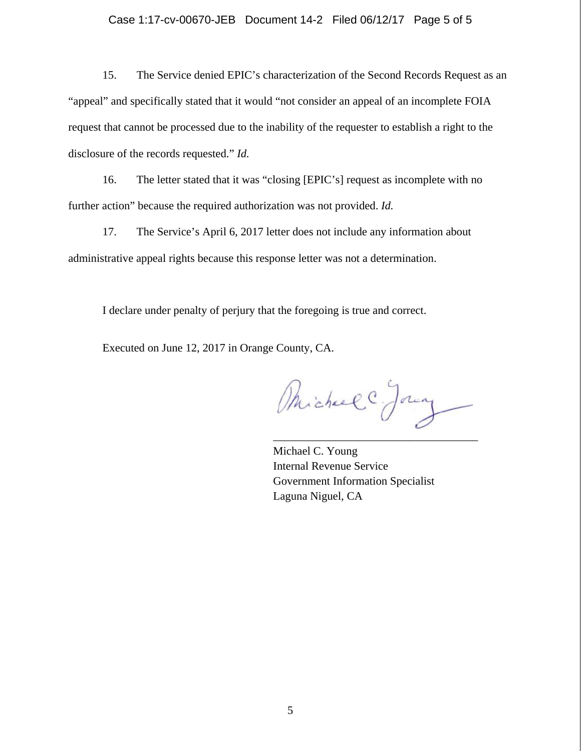15. The Service denied EPIC's characterization of the Second Records Request as an "appeal" and specifically stated that it would "not consider an appeal of an incomplete FOIA request that cannot be processed due to the inability of the requester to establish a right to the disclosure of the records requested." *Id.*

16. The letter stated that it was "closing [EPIC's] request as incomplete with no further action" because the required authorization was not provided. *Id.*

17. The Service's April 6, 2017 letter does not include any information about administrative appeal rights because this response letter was not a determination.

I declare under penalty of perjury that the foregoing is true and correct.

Executed on June 12, 2017 in Orange County, CA.

Michael C. Young
Internal Revenue Service
Government Information Specialist
Laguna Niguel, CA